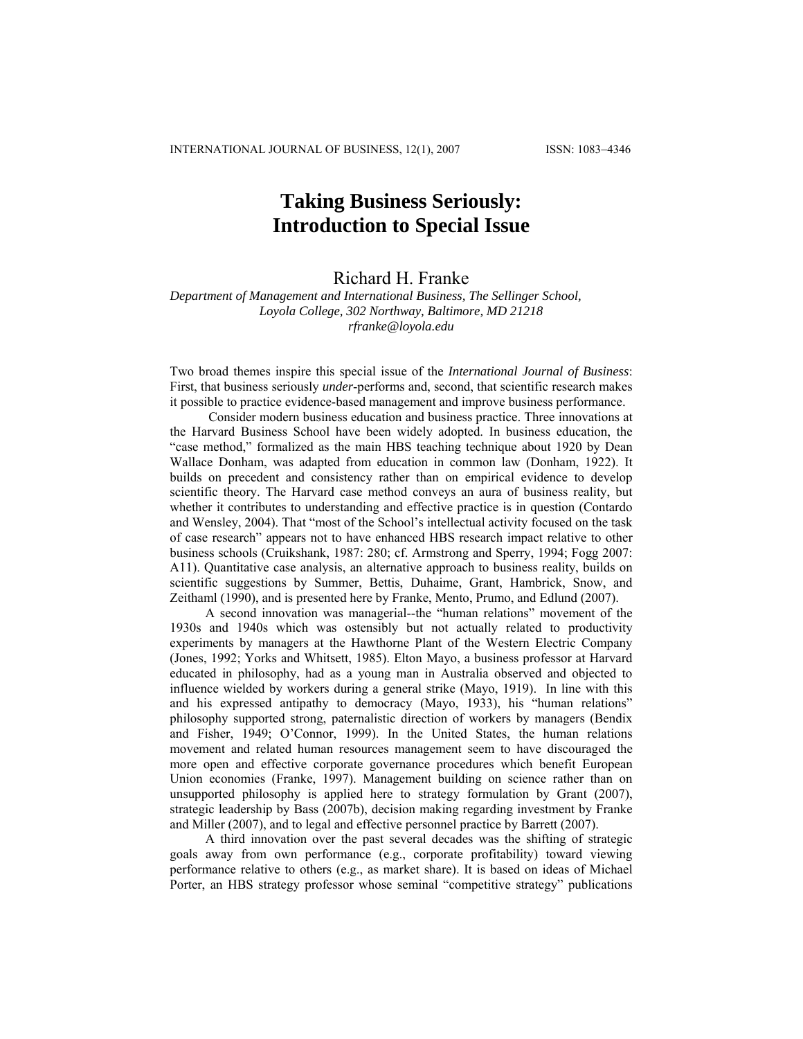# Taking Business Seriously: Introduction to Special Issue

Richard H. Franke

*Department of Management and International Business, The Sellinger School, Loyola College, 302 Northway, Baltimore, MD 21218*
*rfranke@loyola.edu*

Two broad themes inspire this special issue of the *International Journal of Business*: First, that business seriously *under*-performs and, second, that scientific research makes it possible to practice evidence-based management and improve business performance.

Consider modern business education and business practice. Three innovations at the Harvard Business School have been widely adopted. In business education, the "case method," formalized as the main HBS teaching technique about 1920 by Dean Wallace Donham, was adapted from education in common law (Donham, 1922). It builds on precedent and consistency rather than on empirical evidence to develop scientific theory. The Harvard case method conveys an aura of business reality, but whether it contributes to understanding and effective practice is in question (Contardo and Wensley, 2004). That "most of the School's intellectual activity focused on the task of case research" appears not to have enhanced HBS research impact relative to other business schools (Cruikshank, 1987: 280; cf. Armstrong and Sperry, 1994; Fogg 2007: A11). Quantitative case analysis, an alternative approach to business reality, builds on scientific suggestions by Summer, Bettis, Duhaime, Grant, Hambrick, Snow, and Zeithaml (1990), and is presented here by Franke, Mento, Prumo, and Edlund (2007).

A second innovation was managerial--the "human relations" movement of the 1930s and 1940s which was ostensibly but not actually related to productivity experiments by managers at the Hawthorne Plant of the Western Electric Company (Jones, 1992; Yorks and Whitsett, 1985). Elton Mayo, a business professor at Harvard educated in philosophy, had as a young man in Australia observed and objected to influence wielded by workers during a general strike (Mayo, 1919). In line with this and his expressed antipathy to democracy (Mayo, 1933), his "human relations" philosophy supported strong, paternalistic direction of workers by managers (Bendix and Fisher, 1949; O'Connor, 1999). In the United States, the human relations movement and related human resources management seem to have discouraged the more open and effective corporate governance procedures which benefit European Union economies (Franke, 1997). Management building on science rather than on unsupported philosophy is applied here to strategy formulation by Grant (2007), strategic leadership by Bass (2007b), decision making regarding investment by Franke and Miller (2007), and to legal and effective personnel practice by Barrett (2007).

A third innovation over the past several decades was the shifting of strategic goals away from own performance (e.g., corporate profitability) toward viewing performance relative to others (e.g., as market share). It is based on ideas of Michael Porter, an HBS strategy professor whose seminal "competitive strategy" publications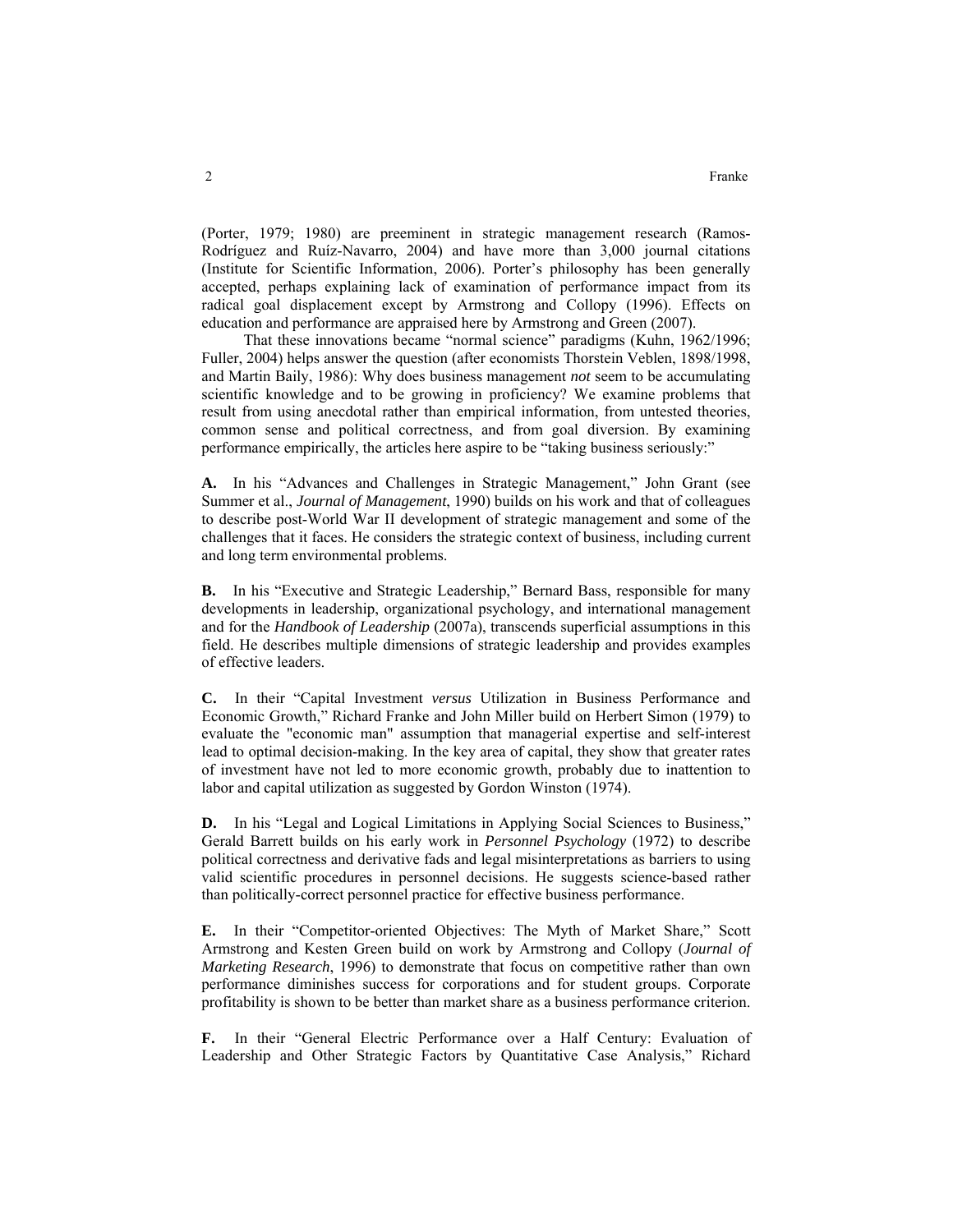(Porter, 1979; 1980) are preeminent in strategic management research (Ramos-Rodríguez and Ruíz-Navarro, 2004) and have more than 3,000 journal citations (Institute for Scientific Information, 2006). Porter's philosophy has been generally accepted, perhaps explaining lack of examination of performance impact from its radical goal displacement except by Armstrong and Collopy (1996). Effects on education and performance are appraised here by Armstrong and Green (2007).

That these innovations became "normal science" paradigms (Kuhn, 1962/1996; Fuller, 2004) helps answer the question (after economists Thorstein Veblen, 1898/1998, and Martin Baily, 1986): Why does business management *not* seem to be accumulating scientific knowledge and to be growing in proficiency? We examine problems that result from using anecdotal rather than empirical information, from untested theories, common sense and political correctness, and from goal diversion. By examining performance empirically, the articles here aspire to be "taking business seriously:"

**A.** In his "Advances and Challenges in Strategic Management," John Grant (see Summer et al., *Journal of Management*, 1990) builds on his work and that of colleagues to describe post-World War II development of strategic management and some of the challenges that it faces. He considers the strategic context of business, including current and long term environmental problems.

**B.** In his "Executive and Strategic Leadership," Bernard Bass, responsible for many developments in leadership, organizational psychology, and international management and for the *Handbook of Leadership* (2007a), transcends superficial assumptions in this field. He describes multiple dimensions of strategic leadership and provides examples of effective leaders.

**C.** In their "Capital Investment *versus* Utilization in Business Performance and Economic Growth," Richard Franke and John Miller build on Herbert Simon (1979) to evaluate the "economic man" assumption that managerial expertise and self-interest lead to optimal decision-making. In the key area of capital, they show that greater rates of investment have not led to more economic growth, probably due to inattention to labor and capital utilization as suggested by Gordon Winston (1974).

**D.** In his "Legal and Logical Limitations in Applying Social Sciences to Business," Gerald Barrett builds on his early work in *Personnel Psychology* (1972) to describe political correctness and derivative fads and legal misinterpretations as barriers to using valid scientific procedures in personnel decisions. He suggests science-based rather than politically-correct personnel practice for effective business performance.

**E.** In their "Competitor-oriented Objectives: The Myth of Market Share," Scott Armstrong and Kesten Green build on work by Armstrong and Collopy (*Journal of Marketing Research*, 1996) to demonstrate that focus on competitive rather than own performance diminishes success for corporations and for student groups. Corporate profitability is shown to be better than market share as a business performance criterion.

**F.** In their "General Electric Performance over a Half Century: Evaluation of Leadership and Other Strategic Factors by Quantitative Case Analysis," Richard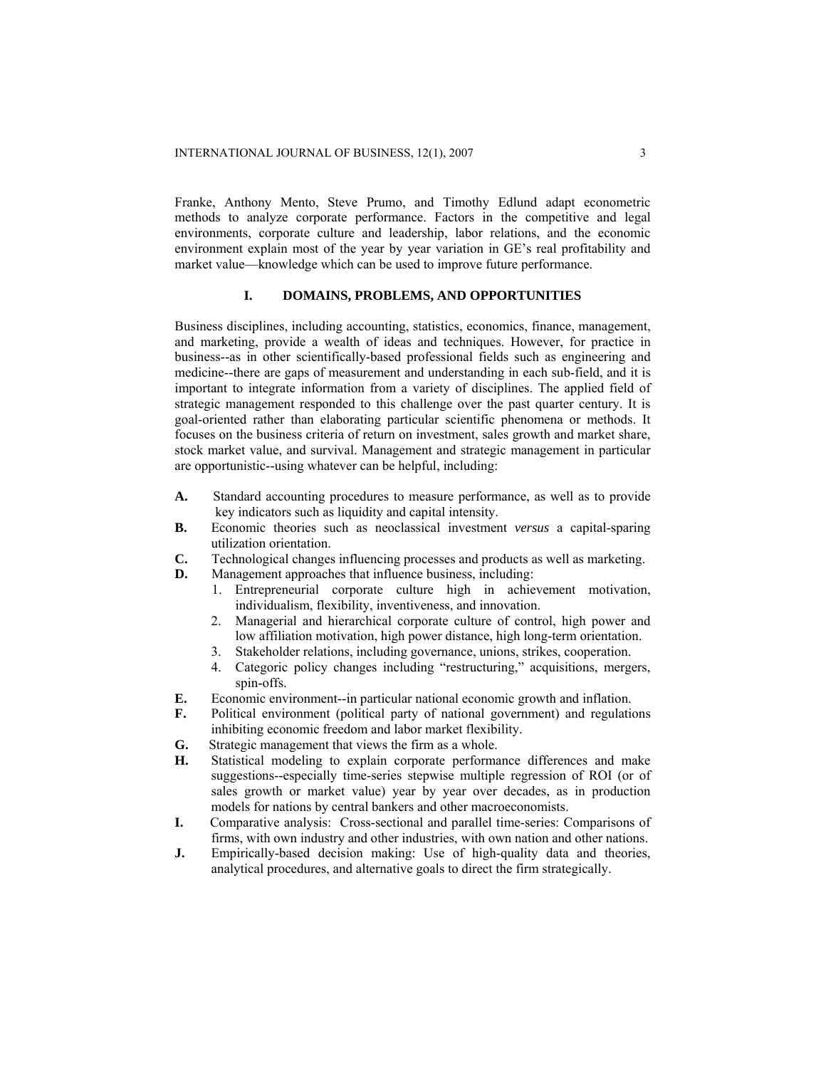Franke, Anthony Mento, Steve Prumo, and Timothy Edlund adapt econometric methods to analyze corporate performance. Factors in the competitive and legal environments, corporate culture and leadership, labor relations, and the economic environment explain most of the year by year variation in GE's real profitability and market value—knowledge which can be used to improve future performance.

## I. DOMAINS, PROBLEMS, AND OPPORTUNITIES

Business disciplines, including accounting, statistics, economics, finance, management, and marketing, provide a wealth of ideas and techniques. However, for practice in business--as in other scientifically-based professional fields such as engineering and medicine--there are gaps of measurement and understanding in each sub-field, and it is important to integrate information from a variety of disciplines. The applied field of strategic management responded to this challenge over the past quarter century. It is goal-oriented rather than elaborating particular scientific phenomena or methods. It focuses on the business criteria of return on investment, sales growth and market share, stock market value, and survival. Management and strategic management in particular are opportunistic--using whatever can be helpful, including:

**A.** Standard accounting procedures to measure performance, as well as to provide key indicators such as liquidity and capital intensity.

**B.** Economic theories such as neoclassical investment *versus* a capital-sparing utilization orientation.

**C.** Technological changes influencing processes and products as well as marketing.

**D.** Management approaches that influence business, including:

1. Entrepreneurial corporate culture high in achievement motivation, individualism, flexibility, inventiveness, and innovation.
2. Managerial and hierarchical corporate culture of control, high power and low affiliation motivation, high power distance, high long-term orientation.
3. Stakeholder relations, including governance, unions, strikes, cooperation.
4. Categoric policy changes including "restructuring," acquisitions, mergers, spin-offs.

**E.** Economic environment--in particular national economic growth and inflation.

**F.** Political environment (political party of national government) and regulations inhibiting economic freedom and labor market flexibility.

**G.** Strategic management that views the firm as a whole.

**H.** Statistical modeling to explain corporate performance differences and make suggestions--especially time-series stepwise multiple regression of ROI (or of sales growth or market value) year by year over decades, as in production models for nations by central bankers and other macroeconomists.

**I.** Comparative analysis: Cross-sectional and parallel time-series: Comparisons of firms, with own industry and other industries, with own nation and other nations.

**J.** Empirically-based decision making: Use of high-quality data and theories, analytical procedures, and alternative goals to direct the firm strategically.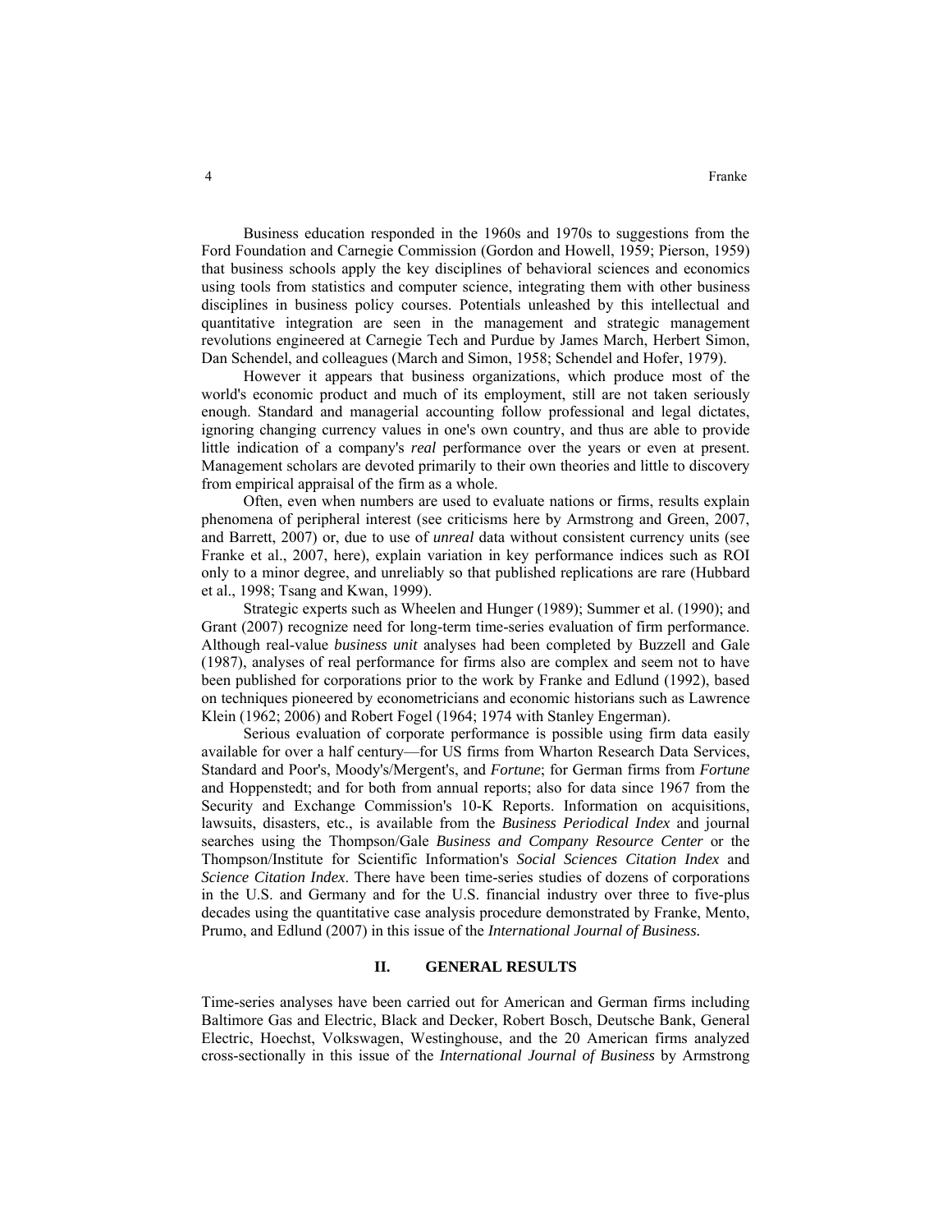Business education responded in the 1960s and 1970s to suggestions from the Ford Foundation and Carnegie Commission (Gordon and Howell, 1959; Pierson, 1959) that business schools apply the key disciplines of behavioral sciences and economics using tools from statistics and computer science, integrating them with other business disciplines in business policy courses. Potentials unleashed by this intellectual and quantitative integration are seen in the management and strategic management revolutions engineered at Carnegie Tech and Purdue by James March, Herbert Simon, Dan Schendel, and colleagues (March and Simon, 1958; Schendel and Hofer, 1979).

However it appears that business organizations, which produce most of the world's economic product and much of its employment, still are not taken seriously enough. Standard and managerial accounting follow professional and legal dictates, ignoring changing currency values in one's own country, and thus are able to provide little indication of a company's *real* performance over the years or even at present. Management scholars are devoted primarily to their own theories and little to discovery from empirical appraisal of the firm as a whole.

Often, even when numbers are used to evaluate nations or firms, results explain phenomena of peripheral interest (see criticisms here by Armstrong and Green, 2007, and Barrett, 2007) or, due to use of *unreal* data without consistent currency units (see Franke et al., 2007, here), explain variation in key performance indices such as ROI only to a minor degree, and unreliably so that published replications are rare (Hubbard et al., 1998; Tsang and Kwan, 1999).

Strategic experts such as Wheelen and Hunger (1989); Summer et al. (1990); and Grant (2007) recognize need for long-term time-series evaluation of firm performance. Although real-value *business unit* analyses had been completed by Buzzell and Gale (1987), analyses of real performance for firms also are complex and seem not to have been published for corporations prior to the work by Franke and Edlund (1992), based on techniques pioneered by econometricians and economic historians such as Lawrence Klein (1962; 2006) and Robert Fogel (1964; 1974 with Stanley Engerman).

Serious evaluation of corporate performance is possible using firm data easily available for over a half century—for US firms from Wharton Research Data Services, Standard and Poor's, Moody's/Mergent's, and *Fortune*; for German firms from *Fortune* and Hoppenstedt; and for both from annual reports; also for data since 1967 from the Security and Exchange Commission's 10-K Reports. Information on acquisitions, lawsuits, disasters, etc., is available from the *Business Periodical Index* and journal searches using the Thompson/Gale *Business and Company Resource Center* or the Thompson/Institute for Scientific Information's *Social Sciences Citation Index* and *Science Citation Index*. There have been time-series studies of dozens of corporations in the U.S. and Germany and for the U.S. financial industry over three to five-plus decades using the quantitative case analysis procedure demonstrated by Franke, Mento, Prumo, and Edlund (2007) in this issue of the *International Journal of Business.*

## II. GENERAL RESULTS

Time-series analyses have been carried out for American and German firms including Baltimore Gas and Electric, Black and Decker, Robert Bosch, Deutsche Bank, General Electric, Hoechst, Volkswagen, Westinghouse, and the 20 American firms analyzed cross-sectionally in this issue of the *International Journal of Business* by Armstrong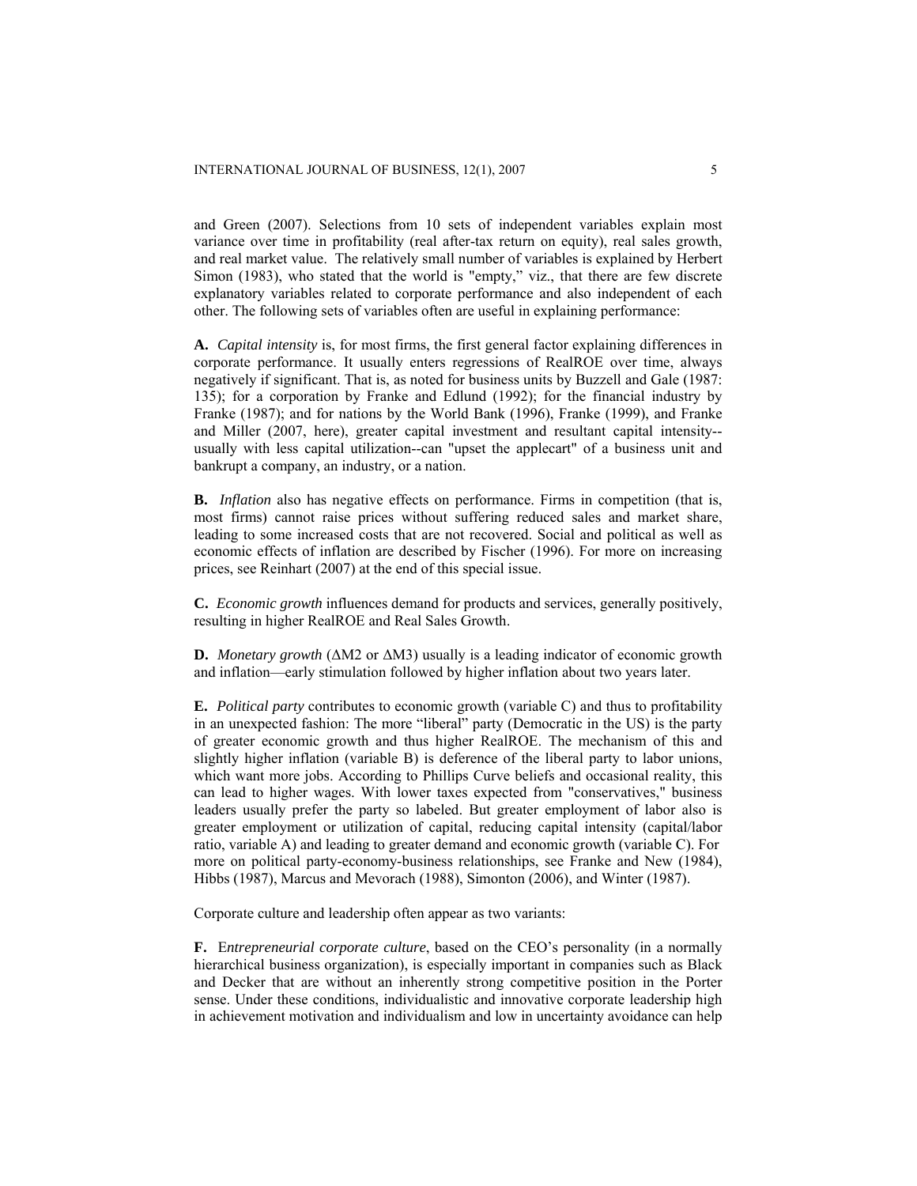and Green (2007). Selections from 10 sets of independent variables explain most variance over time in profitability (real after-tax return on equity), real sales growth, and real market value. The relatively small number of variables is explained by Herbert Simon (1983), who stated that the world is "empty," viz., that there are few discrete explanatory variables related to corporate performance and also independent of each other. The following sets of variables often are useful in explaining performance:

**A.** *Capital intensity* is, for most firms, the first general factor explaining differences in corporate performance. It usually enters regressions of RealROE over time, always negatively if significant. That is, as noted for business units by Buzzell and Gale (1987: 135); for a corporation by Franke and Edlund (1992); for the financial industry by Franke (1987); and for nations by the World Bank (1996), Franke (1999), and Franke and Miller (2007, here), greater capital investment and resultant capital intensity--usually with less capital utilization--can "upset the applecart" of a business unit and bankrupt a company, an industry, or a nation.

**B.** *Inflation* also has negative effects on performance. Firms in competition (that is, most firms) cannot raise prices without suffering reduced sales and market share, leading to some increased costs that are not recovered. Social and political as well as economic effects of inflation are described by Fischer (1996). For more on increasing prices, see Reinhart (2007) at the end of this special issue.

**C.** *Economic growth* influences demand for products and services, generally positively, resulting in higher RealROE and Real Sales Growth.

**D.** *Monetary growth* ($\Delta$M2 or $\Delta$M3) usually is a leading indicator of economic growth and inflation—early stimulation followed by higher inflation about two years later.

**E.** *Political party* contributes to economic growth (variable C) and thus to profitability in an unexpected fashion: The more "liberal" party (Democratic in the US) is the party of greater economic growth and thus higher RealROE. The mechanism of this and slightly higher inflation (variable B) is deference of the liberal party to labor unions, which want more jobs. According to Phillips Curve beliefs and occasional reality, this can lead to higher wages. With lower taxes expected from "conservatives," business leaders usually prefer the party so labeled. But greater employment of labor also is greater employment or utilization of capital, reducing capital intensity (capital/labor ratio, variable A) and leading to greater demand and economic growth (variable C). For more on political party-economy-business relationships, see Franke and New (1984), Hibbs (1987), Marcus and Mevorach (1988), Simonton (2006), and Winter (1987).

Corporate culture and leadership often appear as two variants:

**F.** *Entrepreneurial corporate culture*, based on the CEO's personality (in a normally hierarchical business organization), is especially important in companies such as Black and Decker that are without an inherently strong competitive position in the Porter sense. Under these conditions, individualistic and innovative corporate leadership high in achievement motivation and individualism and low in uncertainty avoidance can help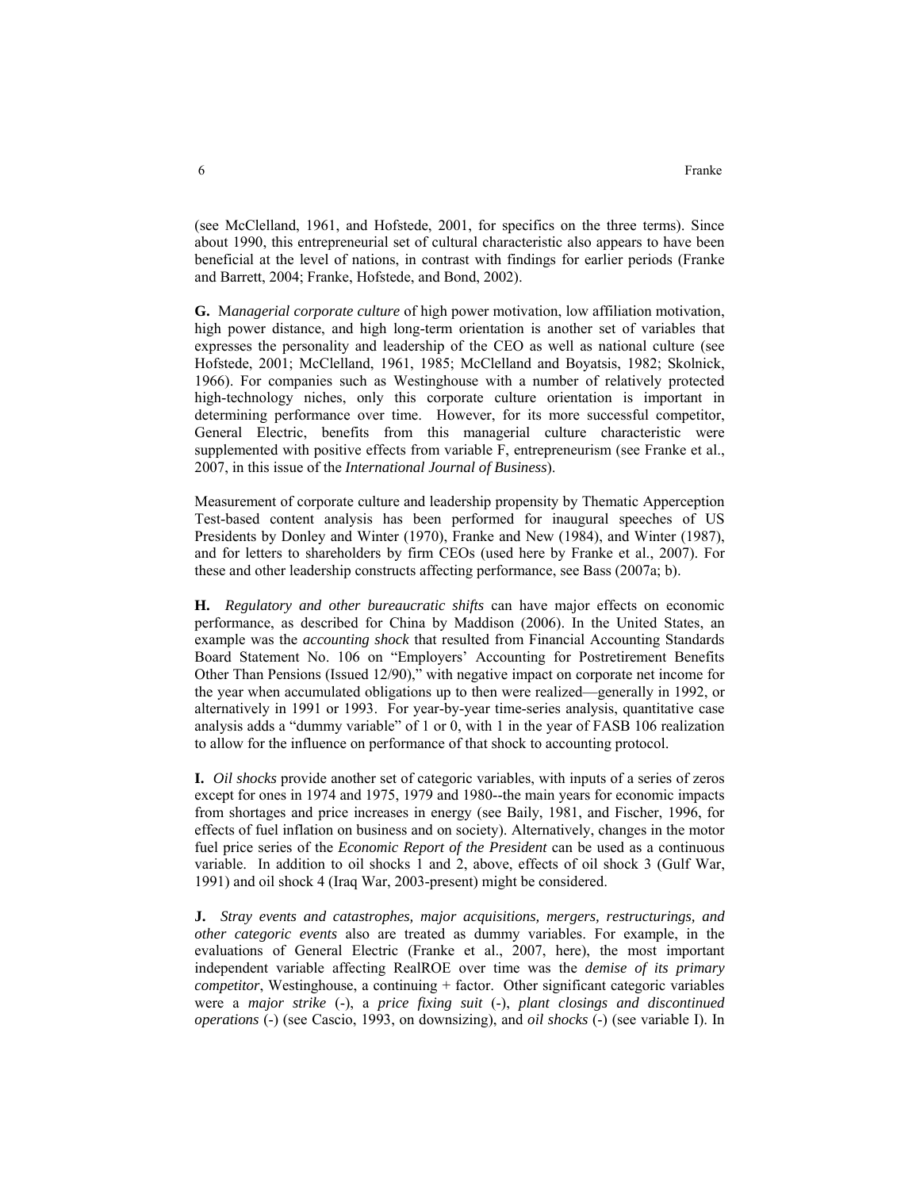(see McClelland, 1961, and Hofstede, 2001, for specifics on the three terms). Since about 1990, this entrepreneurial set of cultural characteristic also appears to have been beneficial at the level of nations, in contrast with findings for earlier periods (Franke and Barrett, 2004; Franke, Hofstede, and Bond, 2002).

**G.** M*anagerial corporate culture* of high power motivation, low affiliation motivation, high power distance, and high long-term orientation is another set of variables that expresses the personality and leadership of the CEO as well as national culture (see Hofstede, 2001; McClelland, 1961, 1985; McClelland and Boyatsis, 1982; Skolnick, 1966). For companies such as Westinghouse with a number of relatively protected high-technology niches, only this corporate culture orientation is important in determining performance over time. However, for its more successful competitor, General Electric, benefits from this managerial culture characteristic were supplemented with positive effects from variable F, entrepreneurism (see Franke et al., 2007, in this issue of the *International Journal of Business*).

Measurement of corporate culture and leadership propensity by Thematic Apperception Test-based content analysis has been performed for inaugural speeches of US Presidents by Donley and Winter (1970), Franke and New (1984), and Winter (1987), and for letters to shareholders by firm CEOs (used here by Franke et al., 2007). For these and other leadership constructs affecting performance, see Bass (2007a; b).

**H.** *Regulatory and other bureaucratic shifts* can have major effects on economic performance, as described for China by Maddison (2006). In the United States, an example was the *accounting shock* that resulted from Financial Accounting Standards Board Statement No. 106 on "Employers' Accounting for Postretirement Benefits Other Than Pensions (Issued 12/90)," with negative impact on corporate net income for the year when accumulated obligations up to then were realized—generally in 1992, or alternatively in 1991 or 1993. For year-by-year time-series analysis, quantitative case analysis adds a "dummy variable" of 1 or 0, with 1 in the year of FASB 106 realization to allow for the influence on performance of that shock to accounting protocol.

**I.** *Oil shocks* provide another set of categoric variables, with inputs of a series of zeros except for ones in 1974 and 1975, 1979 and 1980--the main years for economic impacts from shortages and price increases in energy (see Baily, 1981, and Fischer, 1996, for effects of fuel inflation on business and on society). Alternatively, changes in the motor fuel price series of the *Economic Report of the President* can be used as a continuous variable. In addition to oil shocks 1 and 2, above, effects of oil shock 3 (Gulf War, 1991) and oil shock 4 (Iraq War, 2003-present) might be considered.

**J.** *Stray events and catastrophes, major acquisitions, mergers, restructurings, and other categoric events* also are treated as dummy variables. For example, in the evaluations of General Electric (Franke et al., 2007, here), the most important independent variable affecting RealROE over time was the *demise of its primary competitor*, Westinghouse, a continuing + factor. Other significant categoric variables were a *major strike* (-), a *price fixing suit* (-), *plant closings and discontinued operations* (-) (see Cascio, 1993, on downsizing), and *oil shocks* (-) (see variable I). In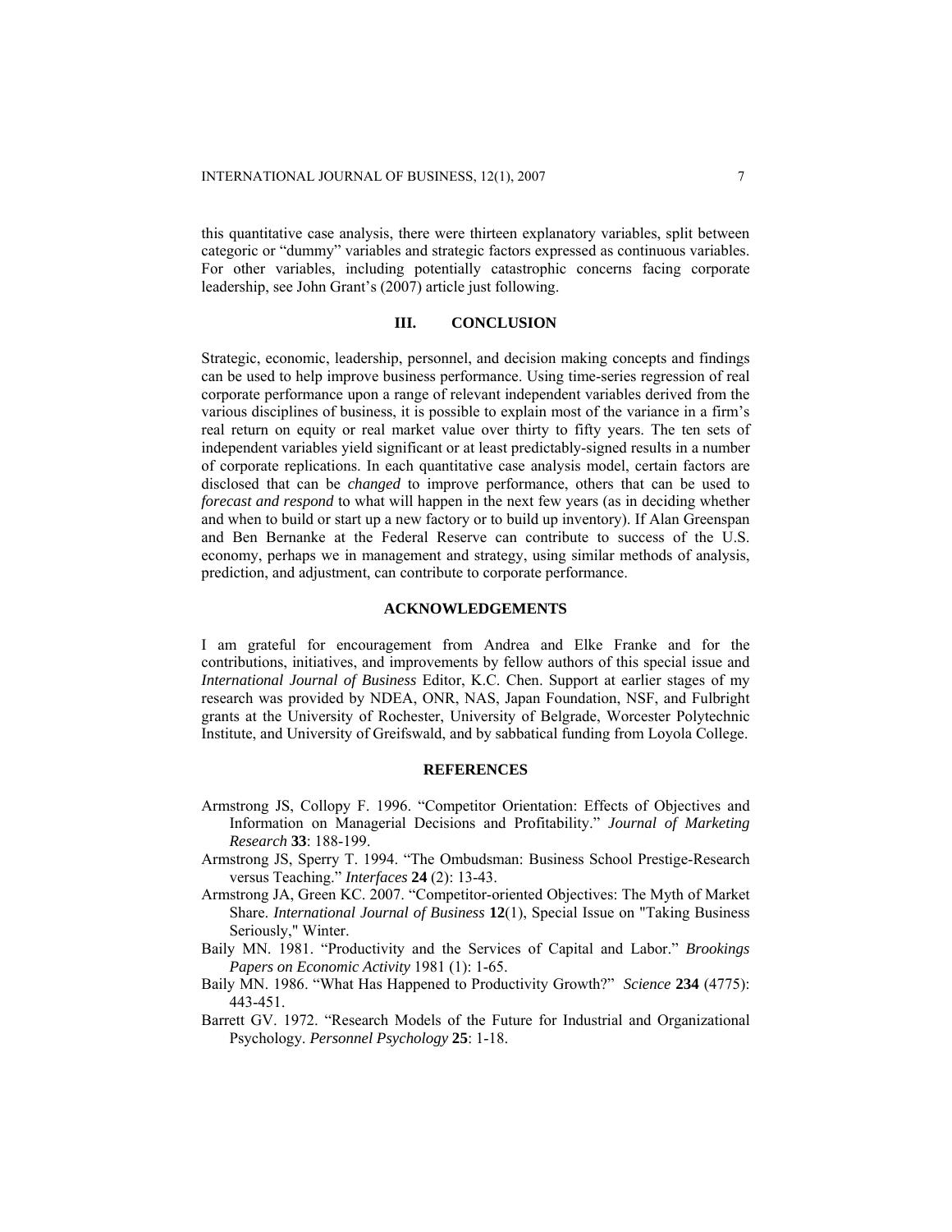this quantitative case analysis, there were thirteen explanatory variables, split between categoric or "dummy" variables and strategic factors expressed as continuous variables. For other variables, including potentially catastrophic concerns facing corporate leadership, see John Grant's (2007) article just following.

## III. CONCLUSION

Strategic, economic, leadership, personnel, and decision making concepts and findings can be used to help improve business performance. Using time-series regression of real corporate performance upon a range of relevant independent variables derived from the various disciplines of business, it is possible to explain most of the variance in a firm's real return on equity or real market value over thirty to fifty years. The ten sets of independent variables yield significant or at least predictably-signed results in a number of corporate replications. In each quantitative case analysis model, certain factors are disclosed that can be *changed* to improve performance, others that can be used to *forecast and respond* to what will happen in the next few years (as in deciding whether and when to build or start up a new factory or to build up inventory). If Alan Greenspan and Ben Bernanke at the Federal Reserve can contribute to success of the U.S. economy, perhaps we in management and strategy, using similar methods of analysis, prediction, and adjustment, can contribute to corporate performance.

## ACKNOWLEDGEMENTS

I am grateful for encouragement from Andrea and Elke Franke and for the contributions, initiatives, and improvements by fellow authors of this special issue and *International Journal of Business* Editor, K.C. Chen. Support at earlier stages of my research was provided by NDEA, ONR, NAS, Japan Foundation, NSF, and Fulbright grants at the University of Rochester, University of Belgrade, Worcester Polytechnic Institute, and University of Greifswald, and by sabbatical funding from Loyola College.

## REFERENCES

Armstrong JS, Collopy F. 1996. "Competitor Orientation: Effects of Objectives and Information on Managerial Decisions and Profitability." *Journal of Marketing Research* **33**: 188-199.

Armstrong JS, Sperry T. 1994. "The Ombudsman: Business School Prestige-Research versus Teaching." *Interfaces* **24** (2): 13-43.

Armstrong JA, Green KC. 2007. "Competitor-oriented Objectives: The Myth of Market Share. *International Journal of Business* **12**(1), Special Issue on "Taking Business Seriously," Winter.

Baily MN. 1981. "Productivity and the Services of Capital and Labor." *Brookings Papers on Economic Activity* 1981 (1): 1-65.

Baily MN. 1986. "What Has Happened to Productivity Growth?" *Science* **234** (4775): 443-451.

Barrett GV. 1972. "Research Models of the Future for Industrial and Organizational Psychology. *Personnel Psychology* **25**: 1-18.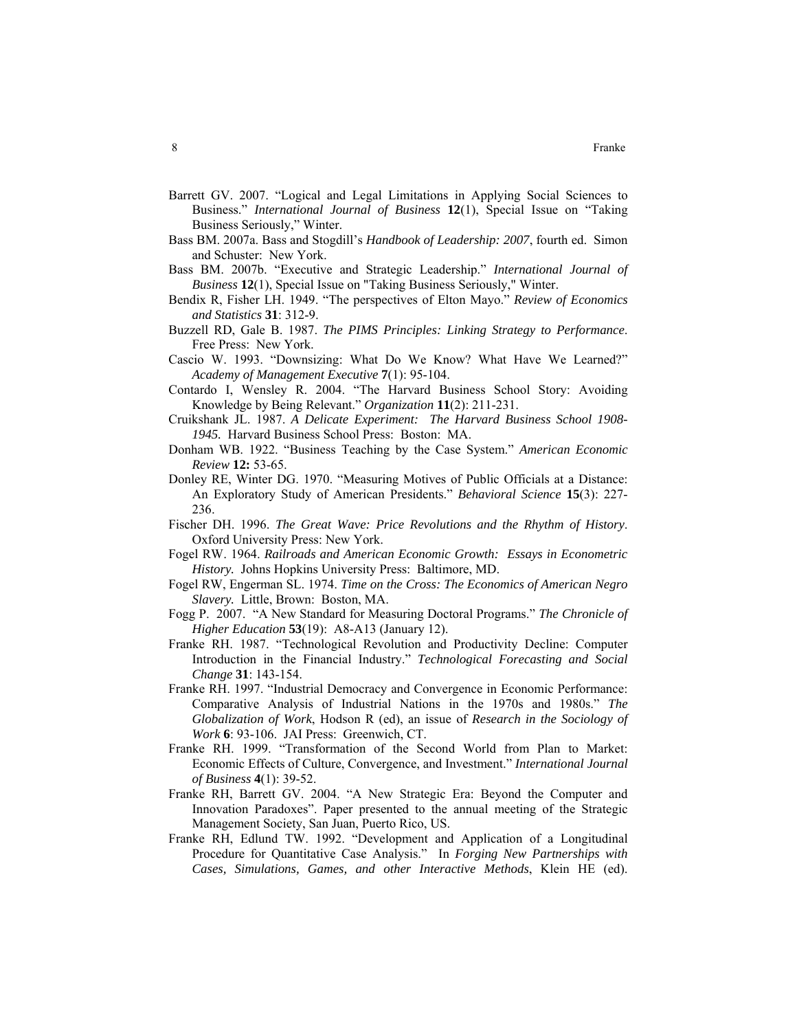Barrett GV. 2007. "Logical and Legal Limitations in Applying Social Sciences to Business." *International Journal of Business* **12**(1), Special Issue on "Taking Business Seriously," Winter.

Bass BM. 2007a. Bass and Stogdill's *Handbook of Leadership: 2007*, fourth ed. Simon and Schuster: New York.

Bass BM. 2007b. "Executive and Strategic Leadership." *International Journal of Business* **12**(1), Special Issue on "Taking Business Seriously," Winter.

Bendix R, Fisher LH. 1949. "The perspectives of Elton Mayo." *Review of Economics and Statistics* **31**: 312-9.

Buzzell RD, Gale B. 1987. *The PIMS Principles: Linking Strategy to Performance*. Free Press: New York.

Cascio W. 1993. "Downsizing: What Do We Know? What Have We Learned?" *Academy of Management Executive* **7**(1): 95-104.

Contardo I, Wensley R. 2004. "The Harvard Business School Story: Avoiding Knowledge by Being Relevant." *Organization* **11**(2): 211-231.

Cruikshank JL. 1987. *A Delicate Experiment: The Harvard Business School 1908-1945.* Harvard Business School Press: Boston: MA.

Donham WB. 1922. "Business Teaching by the Case System." *American Economic Review* **12:** 53-65.

Donley RE, Winter DG. 1970. "Measuring Motives of Public Officials at a Distance: An Exploratory Study of American Presidents." *Behavioral Science* **15**(3): 227-236.

Fischer DH. 1996. *The Great Wave: Price Revolutions and the Rhythm of History*. Oxford University Press: New York.

Fogel RW. 1964. *Railroads and American Economic Growth: Essays in Econometric History.* Johns Hopkins University Press: Baltimore, MD.

Fogel RW, Engerman SL. 1974. *Time on the Cross: The Economics of American Negro Slavery.* Little, Brown: Boston, MA.

Fogg P. 2007. "A New Standard for Measuring Doctoral Programs." *The Chronicle of Higher Education* **53**(19): A8-A13 (January 12).

Franke RH. 1987. "Technological Revolution and Productivity Decline: Computer Introduction in the Financial Industry." *Technological Forecasting and Social Change* **31**: 143-154.

Franke RH. 1997. "Industrial Democracy and Convergence in Economic Performance: Comparative Analysis of Industrial Nations in the 1970s and 1980s." *The Globalization of Work*, Hodson R (ed), an issue of *Research in the Sociology of Work* **6**: 93-106. JAI Press: Greenwich, CT.

Franke RH. 1999. "Transformation of the Second World from Plan to Market: Economic Effects of Culture, Convergence, and Investment." *International Journal of Business* **4**(1): 39-52.

Franke RH, Barrett GV. 2004. "A New Strategic Era: Beyond the Computer and Innovation Paradoxes". Paper presented to the annual meeting of the Strategic Management Society, San Juan, Puerto Rico, US.

Franke RH, Edlund TW. 1992. "Development and Application of a Longitudinal Procedure for Quantitative Case Analysis." In *Forging New Partnerships with Cases, Simulations, Games, and other Interactive Methods*, Klein HE (ed).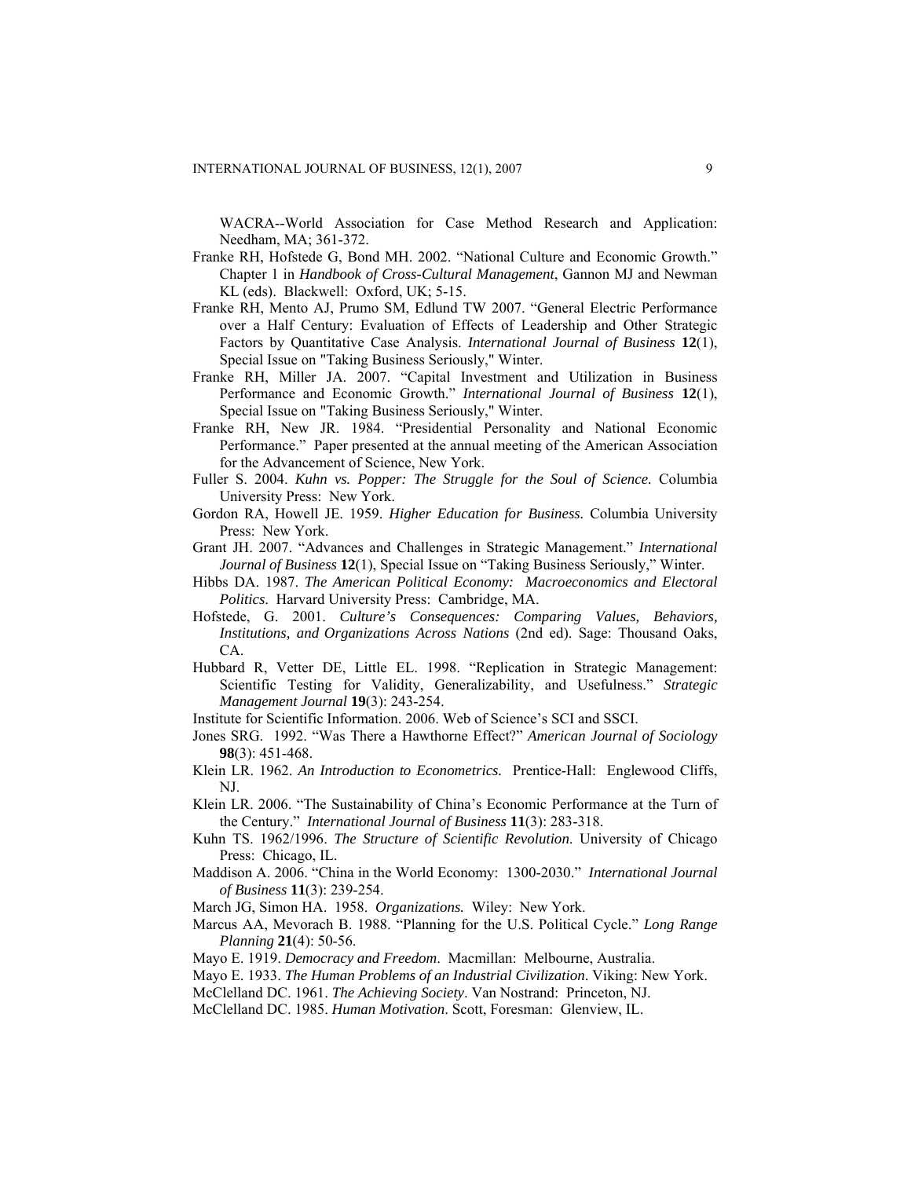WACRA--World Association for Case Method Research and Application: Needham, MA; 361-372.

Franke RH, Hofstede G, Bond MH. 2002. "National Culture and Economic Growth." Chapter 1 in *Handbook of Cross-Cultural Management*, Gannon MJ and Newman KL (eds). Blackwell: Oxford, UK; 5-15.

Franke RH, Mento AJ, Prumo SM, Edlund TW 2007. "General Electric Performance over a Half Century: Evaluation of Effects of Leadership and Other Strategic Factors by Quantitative Case Analysis. *International Journal of Business* **12**(1), Special Issue on "Taking Business Seriously," Winter.

Franke RH, Miller JA. 2007. "Capital Investment and Utilization in Business Performance and Economic Growth." *International Journal of Business* **12**(1), Special Issue on "Taking Business Seriously," Winter.

Franke RH, New JR. 1984. "Presidential Personality and National Economic Performance." Paper presented at the annual meeting of the American Association for the Advancement of Science, New York.

Fuller S. 2004. *Kuhn vs. Popper: The Struggle for the Soul of Science.* Columbia University Press: New York.

Gordon RA, Howell JE. 1959. *Higher Education for Business.* Columbia University Press: New York.

Grant JH. 2007. "Advances and Challenges in Strategic Management." *International Journal of Business* **12**(1), Special Issue on "Taking Business Seriously," Winter.

Hibbs DA. 1987. *The American Political Economy: Macroeconomics and Electoral Politics*. Harvard University Press: Cambridge, MA.

Hofstede, G. 2001. *Culture's Consequences: Comparing Values, Behaviors, Institutions, and Organizations Across Nations* (2nd ed). Sage: Thousand Oaks, CA.

Hubbard R, Vetter DE, Little EL. 1998. "Replication in Strategic Management: Scientific Testing for Validity, Generalizability, and Usefulness." *Strategic Management Journal* **19**(3): 243-254.

Institute for Scientific Information. 2006. Web of Science's SCI and SSCI.

Jones SRG. 1992. "Was There a Hawthorne Effect?" *American Journal of Sociology* **98**(3): 451-468.

Klein LR. 1962. *An Introduction to Econometrics.* Prentice-Hall: Englewood Cliffs, NJ.

Klein LR. 2006. "The Sustainability of China's Economic Performance at the Turn of the Century." *International Journal of Business* **11**(3): 283-318.

Kuhn TS. 1962/1996. *The Structure of Scientific Revolution.* University of Chicago Press: Chicago, IL.

Maddison A. 2006. "China in the World Economy: 1300-2030." *International Journal of Business* **11**(3): 239-254.

March JG, Simon HA. 1958. *Organizations.* Wiley: New York.

Marcus AA, Mevorach B. 1988. "Planning for the U.S. Political Cycle." *Long Range Planning* **21**(4): 50-56.

Mayo E. 1919. *Democracy and Freedom*. Macmillan: Melbourne, Australia.

Mayo E. 1933. *The Human Problems of an Industrial Civilization*. Viking: New York.

McClelland DC. 1961. *The Achieving Society*. Van Nostrand: Princeton, NJ.

McClelland DC. 1985. *Human Motivation*. Scott, Foresman: Glenview, IL.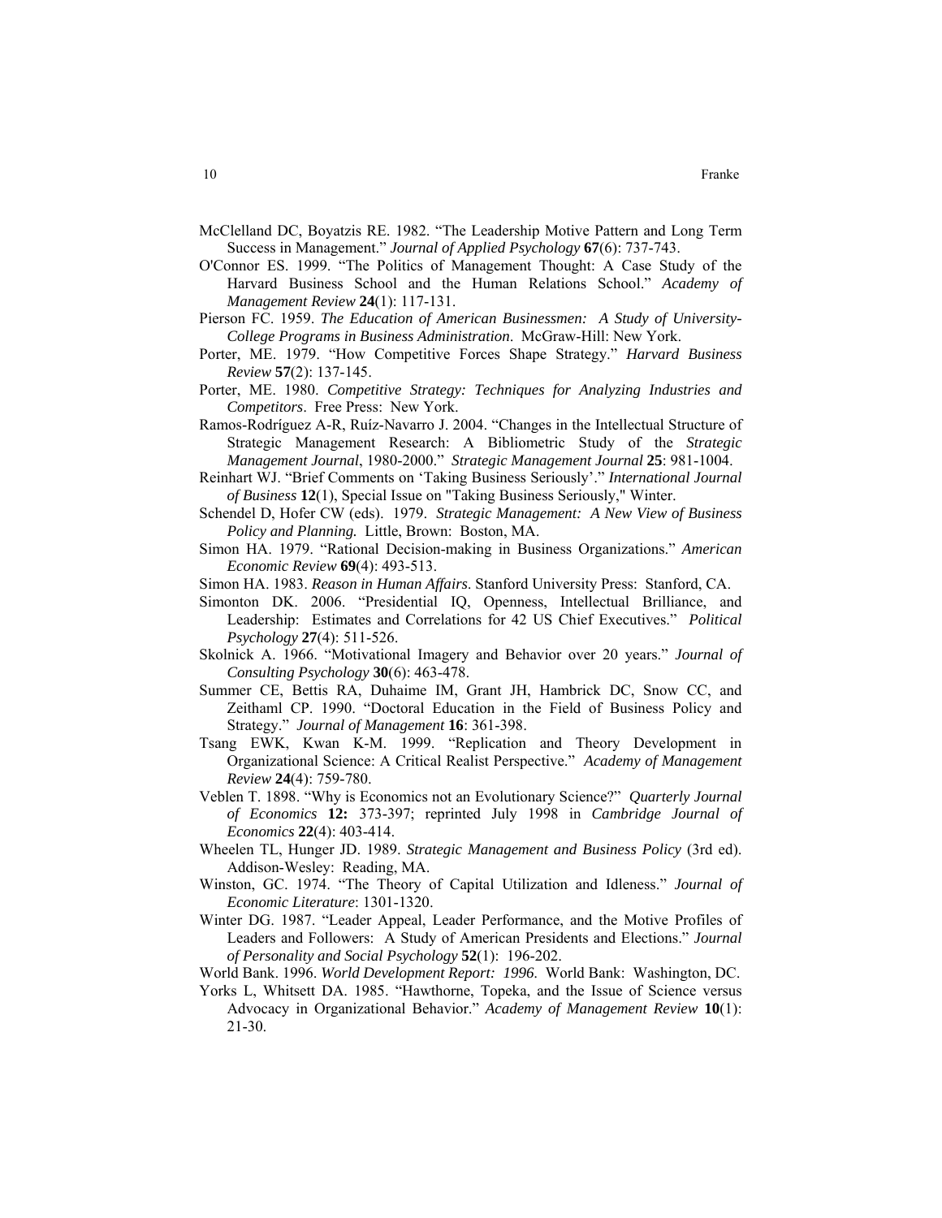McClelland DC, Boyatzis RE. 1982. "The Leadership Motive Pattern and Long Term Success in Management." *Journal of Applied Psychology* **67**(6): 737-743.

O'Connor ES. 1999. "The Politics of Management Thought: A Case Study of the Harvard Business School and the Human Relations School." *Academy of Management Review* **24**(1): 117-131.

Pierson FC. 1959. *The Education of American Businessmen: A Study of University-College Programs in Business Administration*. McGraw-Hill: New York.

Porter, ME. 1979. "How Competitive Forces Shape Strategy." *Harvard Business Review* **57**(2): 137-145.

Porter, ME. 1980. *Competitive Strategy: Techniques for Analyzing Industries and Competitors*. Free Press: New York.

Ramos-Rodríguez A-R, Ruíz-Navarro J. 2004. "Changes in the Intellectual Structure of Strategic Management Research: A Bibliometric Study of the *Strategic Management Journal*, 1980-2000." *Strategic Management Journal* **25**: 981-1004.

Reinhart WJ. "Brief Comments on 'Taking Business Seriously'." *International Journal of Business* **12**(1), Special Issue on "Taking Business Seriously," Winter.

Schendel D, Hofer CW (eds). 1979. *Strategic Management: A New View of Business Policy and Planning.* Little, Brown: Boston, MA.

Simon HA. 1979. "Rational Decision-making in Business Organizations." *American Economic Review* **69**(4): 493-513.

Simon HA. 1983. *Reason in Human Affairs*. Stanford University Press: Stanford, CA.

Simonton DK. 2006. "Presidential IQ, Openness, Intellectual Brilliance, and Leadership: Estimates and Correlations for 42 US Chief Executives." *Political Psychology* **27**(4): 511-526.

Skolnick A. 1966. "Motivational Imagery and Behavior over 20 years." *Journal of Consulting Psychology* **30**(6): 463-478.

Summer CE, Bettis RA, Duhaime IM, Grant JH, Hambrick DC, Snow CC, and Zeithaml CP. 1990. "Doctoral Education in the Field of Business Policy and Strategy." *Journal of Management* **16**: 361-398.

Tsang EWK, Kwan K-M. 1999. "Replication and Theory Development in Organizational Science: A Critical Realist Perspective." *Academy of Management Review* **24**(4): 759-780.

Veblen T. 1898. "Why is Economics not an Evolutionary Science?" *Quarterly Journal of Economics* **12:** 373-397; reprinted July 1998 in *Cambridge Journal of Economics* **22**(4): 403-414.

Wheelen TL, Hunger JD. 1989. *Strategic Management and Business Policy* (3rd ed). Addison-Wesley: Reading, MA.

Winston, GC. 1974. "The Theory of Capital Utilization and Idleness." *Journal of Economic Literature*: 1301-1320.

Winter DG. 1987. "Leader Appeal, Leader Performance, and the Motive Profiles of Leaders and Followers: A Study of American Presidents and Elections." *Journal of Personality and Social Psychology* **52**(1): 196-202.

World Bank. 1996. *World Development Report: 1996.* World Bank: Washington, DC.

Yorks L, Whitsett DA. 1985. "Hawthorne, Topeka, and the Issue of Science versus Advocacy in Organizational Behavior." *Academy of Management Review* **10**(1): 21-30.